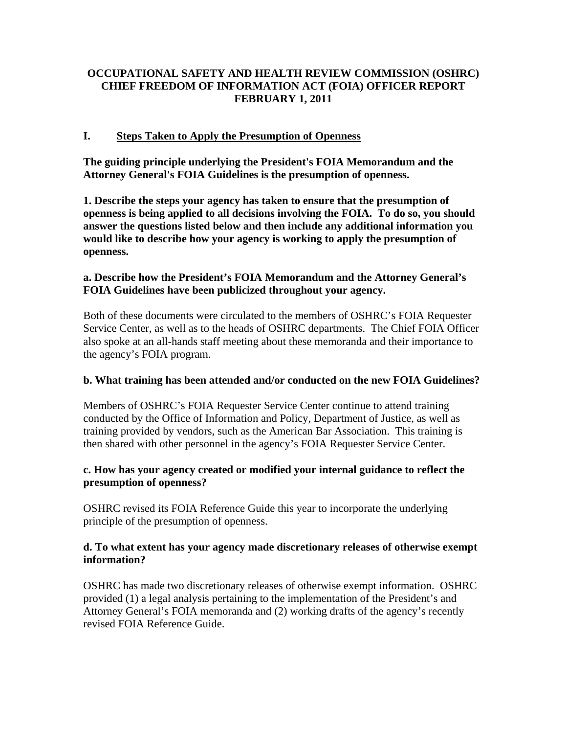# OCCUPATIONAL SAFETY AND HEALTH REVIEW COMMISSION (OSHRC) CHIEF FREEDOM OF INFORMATION ACT (FOIA) OFFICER REPORT FEBRUARY 1, 2011

## I. Steps Taken to Apply the Presumption of Openness

**The guiding principle underlying the President's FOIA Memorandum and the Attorney General's FOIA Guidelines is the presumption of openness.**

**1. Describe the steps your agency has taken to ensure that the presumption of openness is being applied to all decisions involving the FOIA. To do so, you should answer the questions listed below and then include any additional information you would like to describe how your agency is working to apply the presumption of openness.**

**a. Describe how the President's FOIA Memorandum and the Attorney General's FOIA Guidelines have been publicized throughout your agency.**

Both of these documents were circulated to the members of OSHRC's FOIA Requester Service Center, as well as to the heads of OSHRC departments. The Chief FOIA Officer also spoke at an all-hands staff meeting about these memoranda and their importance to the agency's FOIA program.

**b. What training has been attended and/or conducted on the new FOIA Guidelines?**

Members of OSHRC's FOIA Requester Service Center continue to attend training conducted by the Office of Information and Policy, Department of Justice, as well as training provided by vendors, such as the American Bar Association. This training is then shared with other personnel in the agency's FOIA Requester Service Center.

**c. How has your agency created or modified your internal guidance to reflect the presumption of openness?**

OSHRC revised its FOIA Reference Guide this year to incorporate the underlying principle of the presumption of openness.

**d. To what extent has your agency made discretionary releases of otherwise exempt information?**

OSHRC has made two discretionary releases of otherwise exempt information. OSHRC provided (1) a legal analysis pertaining to the implementation of the President's and Attorney General's FOIA memoranda and (2) working drafts of the agency's recently revised FOIA Reference Guide.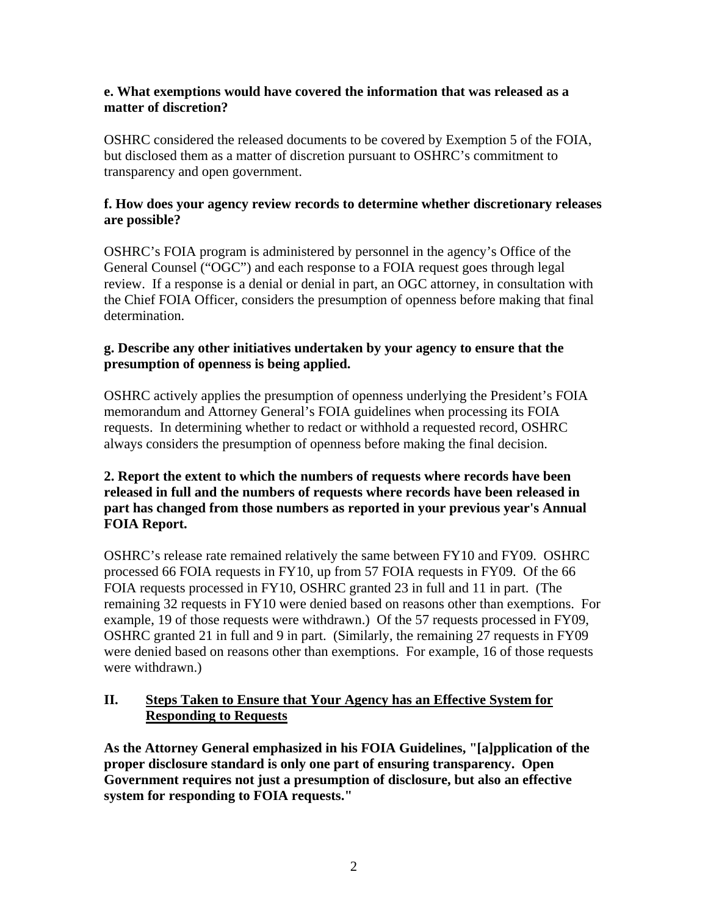**e. What exemptions would have covered the information that was released as a matter of discretion?**

OSHRC considered the released documents to be covered by Exemption 5 of the FOIA, but disclosed them as a matter of discretion pursuant to OSHRC's commitment to transparency and open government.

**f. How does your agency review records to determine whether discretionary releases are possible?**

OSHRC's FOIA program is administered by personnel in the agency's Office of the General Counsel ("OGC") and each response to a FOIA request goes through legal review. If a response is a denial or denial in part, an OGC attorney, in consultation with the Chief FOIA Officer, considers the presumption of openness before making that final determination.

**g. Describe any other initiatives undertaken by your agency to ensure that the presumption of openness is being applied.**

OSHRC actively applies the presumption of openness underlying the President's FOIA memorandum and Attorney General's FOIA guidelines when processing its FOIA requests. In determining whether to redact or withhold a requested record, OSHRC always considers the presumption of openness before making the final decision.

**2. Report the extent to which the numbers of requests where records have been released in full and the numbers of requests where records have been released in part has changed from those numbers as reported in your previous year's Annual FOIA Report.**

OSHRC's release rate remained relatively the same between FY10 and FY09. OSHRC processed 66 FOIA requests in FY10, up from 57 FOIA requests in FY09. Of the 66 FOIA requests processed in FY10, OSHRC granted 23 in full and 11 in part. (The remaining 32 requests in FY10 were denied based on reasons other than exemptions. For example, 19 of those requests were withdrawn.) Of the 57 requests processed in FY09, OSHRC granted 21 in full and 9 in part. (Similarly, the remaining 27 requests in FY09 were denied based on reasons other than exemptions. For example, 16 of those requests were withdrawn.)

## II. <u>Steps Taken to Ensure that Your Agency has an Effective System for Responding to Requests</u>

**As the Attorney General emphasized in his FOIA Guidelines, "[a]pplication of the proper disclosure standard is only one part of ensuring transparency. Open Government requires not just a presumption of disclosure, but also an effective system for responding to FOIA requests."**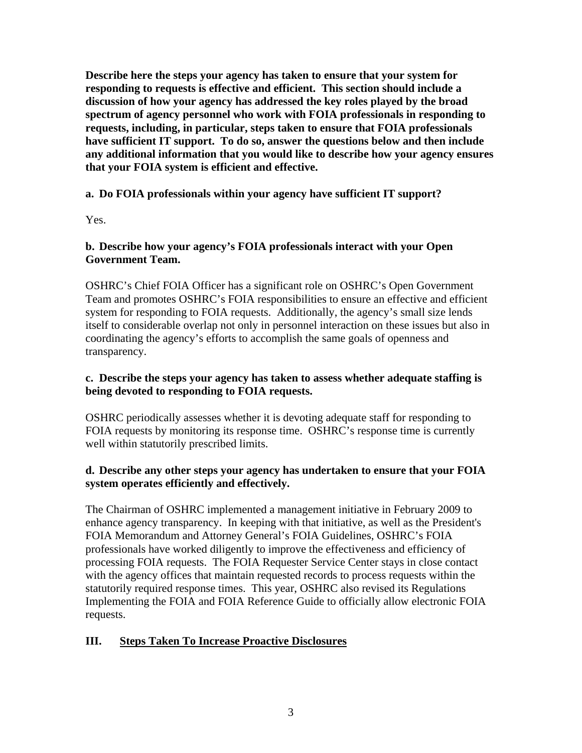**Describe here the steps your agency has taken to ensure that your system for responding to requests is effective and efficient. This section should include a discussion of how your agency has addressed the key roles played by the broad spectrum of agency personnel who work with FOIA professionals in responding to requests, including, in particular, steps taken to ensure that FOIA professionals have sufficient IT support. To do so, answer the questions below and then include any additional information that you would like to describe how your agency ensures that your FOIA system is efficient and effective.**

**a. Do FOIA professionals within your agency have sufficient IT support?**

Yes.

**b. Describe how your agency's FOIA professionals interact with your Open Government Team.**

OSHRC's Chief FOIA Officer has a significant role on OSHRC's Open Government Team and promotes OSHRC's FOIA responsibilities to ensure an effective and efficient system for responding to FOIA requests. Additionally, the agency's small size lends itself to considerable overlap not only in personnel interaction on these issues but also in coordinating the agency's efforts to accomplish the same goals of openness and transparency.

**c. Describe the steps your agency has taken to assess whether adequate staffing is being devoted to responding to FOIA requests.**

OSHRC periodically assesses whether it is devoting adequate staff for responding to FOIA requests by monitoring its response time. OSHRC's response time is currently well within statutorily prescribed limits.

**d. Describe any other steps your agency has undertaken to ensure that your FOIA system operates efficiently and effectively.**

The Chairman of OSHRC implemented a management initiative in February 2009 to enhance agency transparency. In keeping with that initiative, as well as the President's FOIA Memorandum and Attorney General's FOIA Guidelines, OSHRC's FOIA professionals have worked diligently to improve the effectiveness and efficiency of processing FOIA requests. The FOIA Requester Service Center stays in close contact with the agency offices that maintain requested records to process requests within the statutorily required response times. This year, OSHRC also revised its Regulations Implementing the FOIA and FOIA Reference Guide to officially allow electronic FOIA requests.

## III. Steps Taken To Increase Proactive Disclosures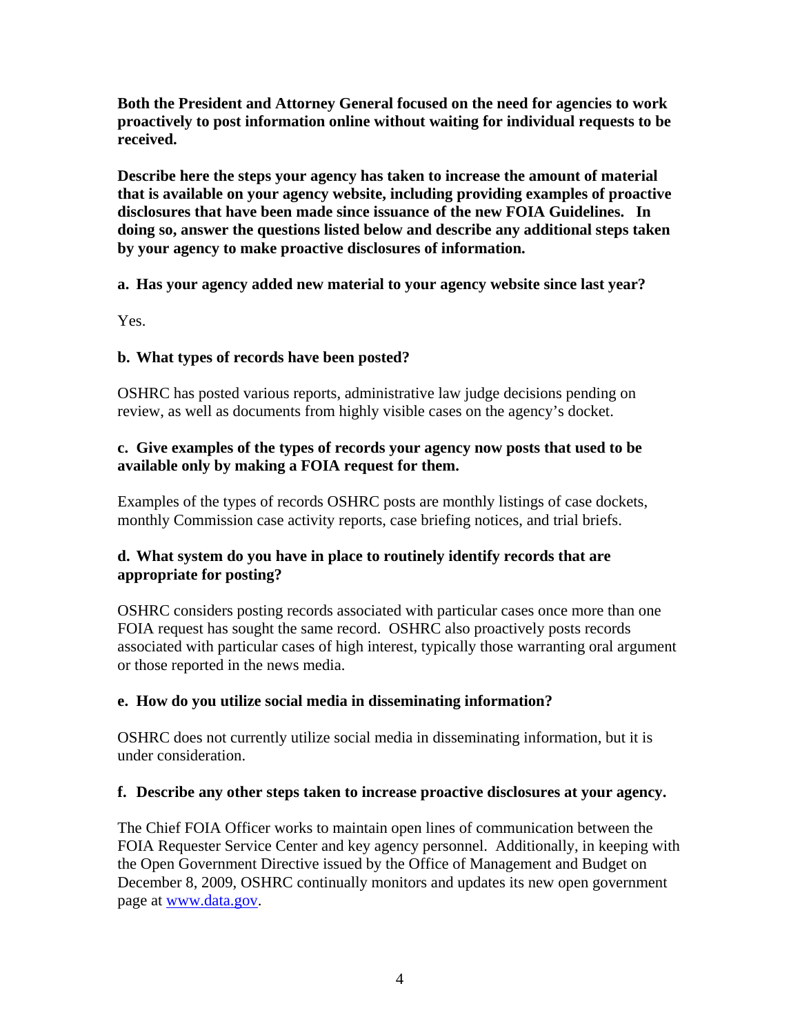**Both the President and Attorney General focused on the need for agencies to work proactively to post information online without waiting for individual requests to be received.**

**Describe here the steps your agency has taken to increase the amount of material that is available on your agency website, including providing examples of proactive disclosures that have been made since issuance of the new FOIA Guidelines. In doing so, answer the questions listed below and describe any additional steps taken by your agency to make proactive disclosures of information.**

**a. Has your agency added new material to your agency website since last year?**

Yes.

**b. What types of records have been posted?**

OSHRC has posted various reports, administrative law judge decisions pending on review, as well as documents from highly visible cases on the agency's docket.

**c. Give examples of the types of records your agency now posts that used to be available only by making a FOIA request for them.**

Examples of the types of records OSHRC posts are monthly listings of case dockets, monthly Commission case activity reports, case briefing notices, and trial briefs.

**d. What system do you have in place to routinely identify records that are appropriate for posting?**

OSHRC considers posting records associated with particular cases once more than one FOIA request has sought the same record. OSHRC also proactively posts records associated with particular cases of high interest, typically those warranting oral argument or those reported in the news media.

**e. How do you utilize social media in disseminating information?**

OSHRC does not currently utilize social media in disseminating information, but it is under consideration.

**f. Describe any other steps taken to increase proactive disclosures at your agency.**

The Chief FOIA Officer works to maintain open lines of communication between the FOIA Requester Service Center and key agency personnel. Additionally, in keeping with the Open Government Directive issued by the Office of Management and Budget on December 8, 2009, OSHRC continually monitors and updates its new open government page at [www.data.gov](http://www.data.gov).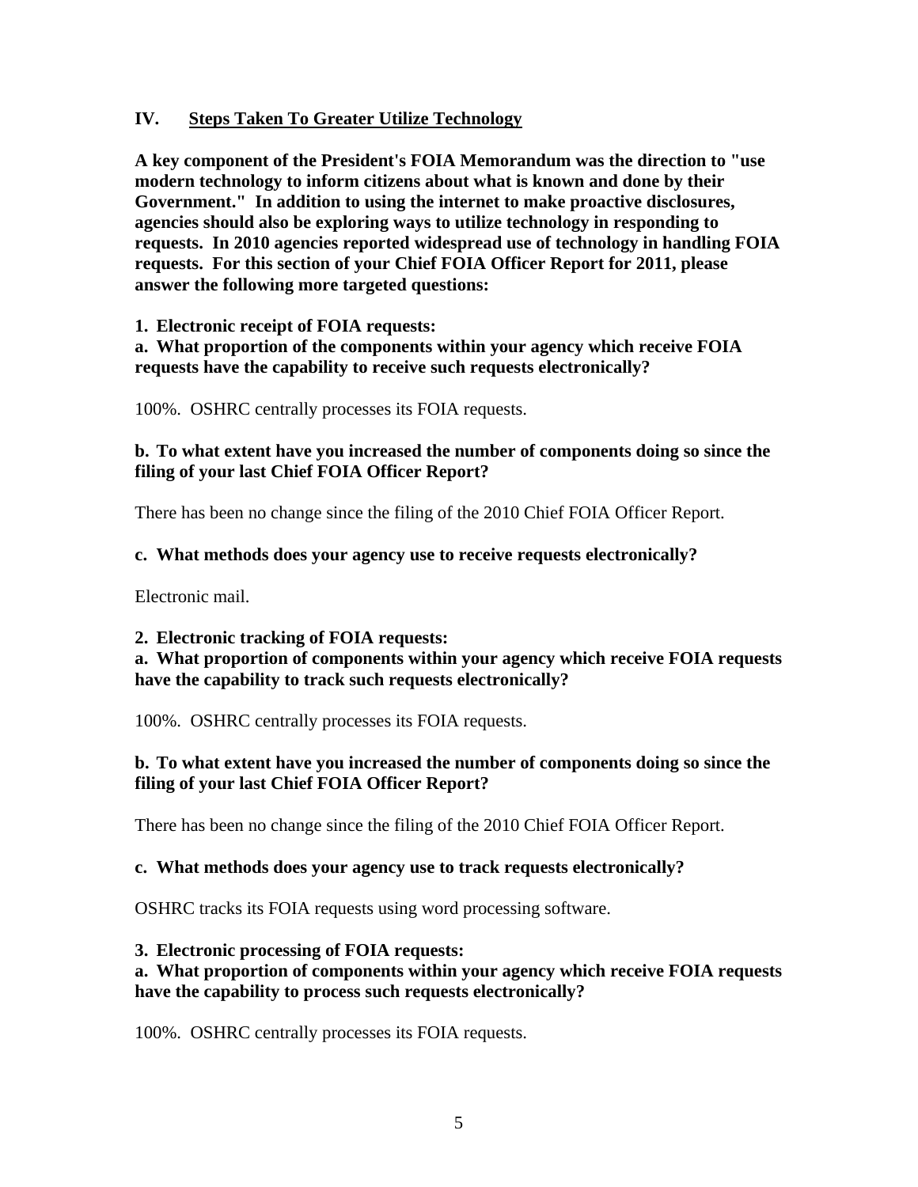## IV. Steps Taken To Greater Utilize Technology

**A key component of the President's FOIA Memorandum was the direction to "use modern technology to inform citizens about what is known and done by their Government." In addition to using the internet to make proactive disclosures, agencies should also be exploring ways to utilize technology in responding to requests. In 2010 agencies reported widespread use of technology in handling FOIA requests. For this section of your Chief FOIA Officer Report for 2011, please answer the following more targeted questions:**

**1. Electronic receipt of FOIA requests:**

**a. What proportion of the components within your agency which receive FOIA requests have the capability to receive such requests electronically?**

100%. OSHRC centrally processes its FOIA requests.

**b. To what extent have you increased the number of components doing so since the filing of your last Chief FOIA Officer Report?**

There has been no change since the filing of the 2010 Chief FOIA Officer Report.

**c. What methods does your agency use to receive requests electronically?**

Electronic mail.

**2. Electronic tracking of FOIA requests:**

**a. What proportion of components within your agency which receive FOIA requests have the capability to track such requests electronically?**

100%. OSHRC centrally processes its FOIA requests.

**b. To what extent have you increased the number of components doing so since the filing of your last Chief FOIA Officer Report?**

There has been no change since the filing of the 2010 Chief FOIA Officer Report.

**c. What methods does your agency use to track requests electronically?**

OSHRC tracks its FOIA requests using word processing software.

**3. Electronic processing of FOIA requests:**

**a. What proportion of components within your agency which receive FOIA requests have the capability to process such requests electronically?**

100%. OSHRC centrally processes its FOIA requests.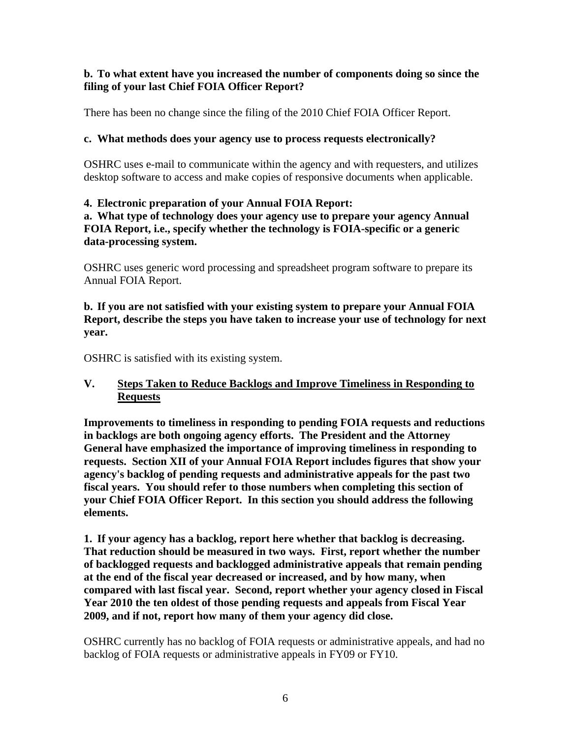**b. To what extent have you increased the number of components doing so since the filing of your last Chief FOIA Officer Report?**

There has been no change since the filing of the 2010 Chief FOIA Officer Report.

**c. What methods does your agency use to process requests electronically?**

OSHRC uses e-mail to communicate within the agency and with requesters, and utilizes desktop software to access and make copies of responsive documents when applicable.

**4. Electronic preparation of your Annual FOIA Report:**

**a. What type of technology does your agency use to prepare your agency Annual FOIA Report, i.e., specify whether the technology is FOIA-specific or a generic data-processing system.**

OSHRC uses generic word processing and spreadsheet program software to prepare its Annual FOIA Report.

**b. If you are not satisfied with your existing system to prepare your Annual FOIA Report, describe the steps you have taken to increase your use of technology for next year.**

OSHRC is satisfied with its existing system.

## V. Steps Taken to Reduce Backlogs and Improve Timeliness in Responding to Requests

**Improvements to timeliness in responding to pending FOIA requests and reductions in backlogs are both ongoing agency efforts. The President and the Attorney General have emphasized the importance of improving timeliness in responding to requests. Section XII of your Annual FOIA Report includes figures that show your agency's backlog of pending requests and administrative appeals for the past two fiscal years. You should refer to those numbers when completing this section of your Chief FOIA Officer Report. In this section you should address the following elements.**

**1. If your agency has a backlog, report here whether that backlog is decreasing. That reduction should be measured in two ways. First, report whether the number of backlogged requests and backlogged administrative appeals that remain pending at the end of the fiscal year decreased or increased, and by how many, when compared with last fiscal year. Second, report whether your agency closed in Fiscal Year 2010 the ten oldest of those pending requests and appeals from Fiscal Year 2009, and if not, report how many of them your agency did close.**

OSHRC currently has no backlog of FOIA requests or administrative appeals, and had no backlog of FOIA requests or administrative appeals in FY09 or FY10.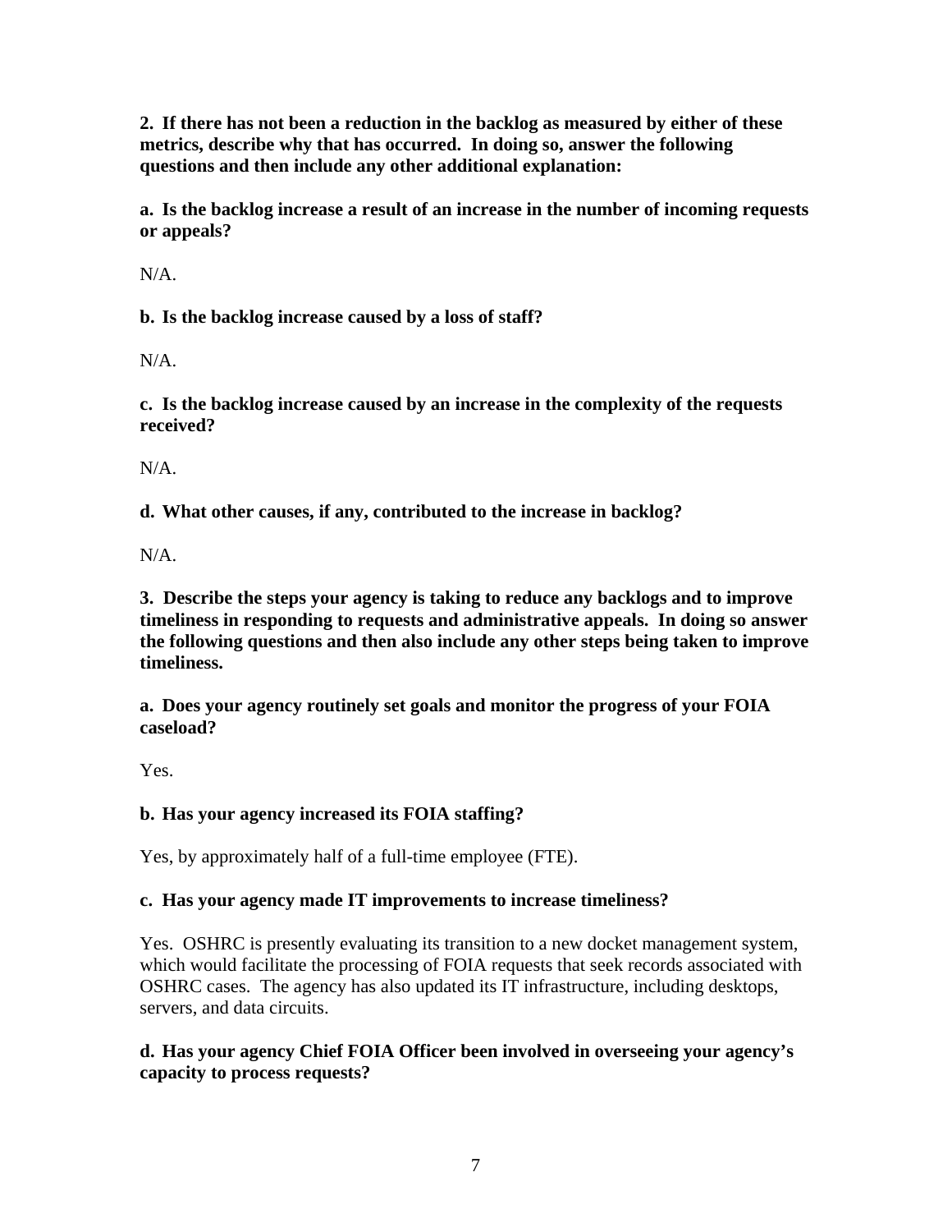**2. If there has not been a reduction in the backlog as measured by either of these metrics, describe why that has occurred. In doing so, answer the following questions and then include any other additional explanation:**

**a. Is the backlog increase a result of an increase in the number of incoming requests or appeals?**

N/A.

**b. Is the backlog increase caused by a loss of staff?**

N/A.

**c. Is the backlog increase caused by an increase in the complexity of the requests received?**

N/A.

**d. What other causes, if any, contributed to the increase in backlog?**

N/A.

**3. Describe the steps your agency is taking to reduce any backlogs and to improve timeliness in responding to requests and administrative appeals. In doing so answer the following questions and then also include any other steps being taken to improve timeliness.**

**a. Does your agency routinely set goals and monitor the progress of your FOIA caseload?**

Yes.

**b. Has your agency increased its FOIA staffing?**

Yes, by approximately half of a full-time employee (FTE).

**c. Has your agency made IT improvements to increase timeliness?**

Yes. OSHRC is presently evaluating its transition to a new docket management system, which would facilitate the processing of FOIA requests that seek records associated with OSHRC cases. The agency has also updated its IT infrastructure, including desktops, servers, and data circuits.

**d. Has your agency Chief FOIA Officer been involved in overseeing your agency's capacity to process requests?**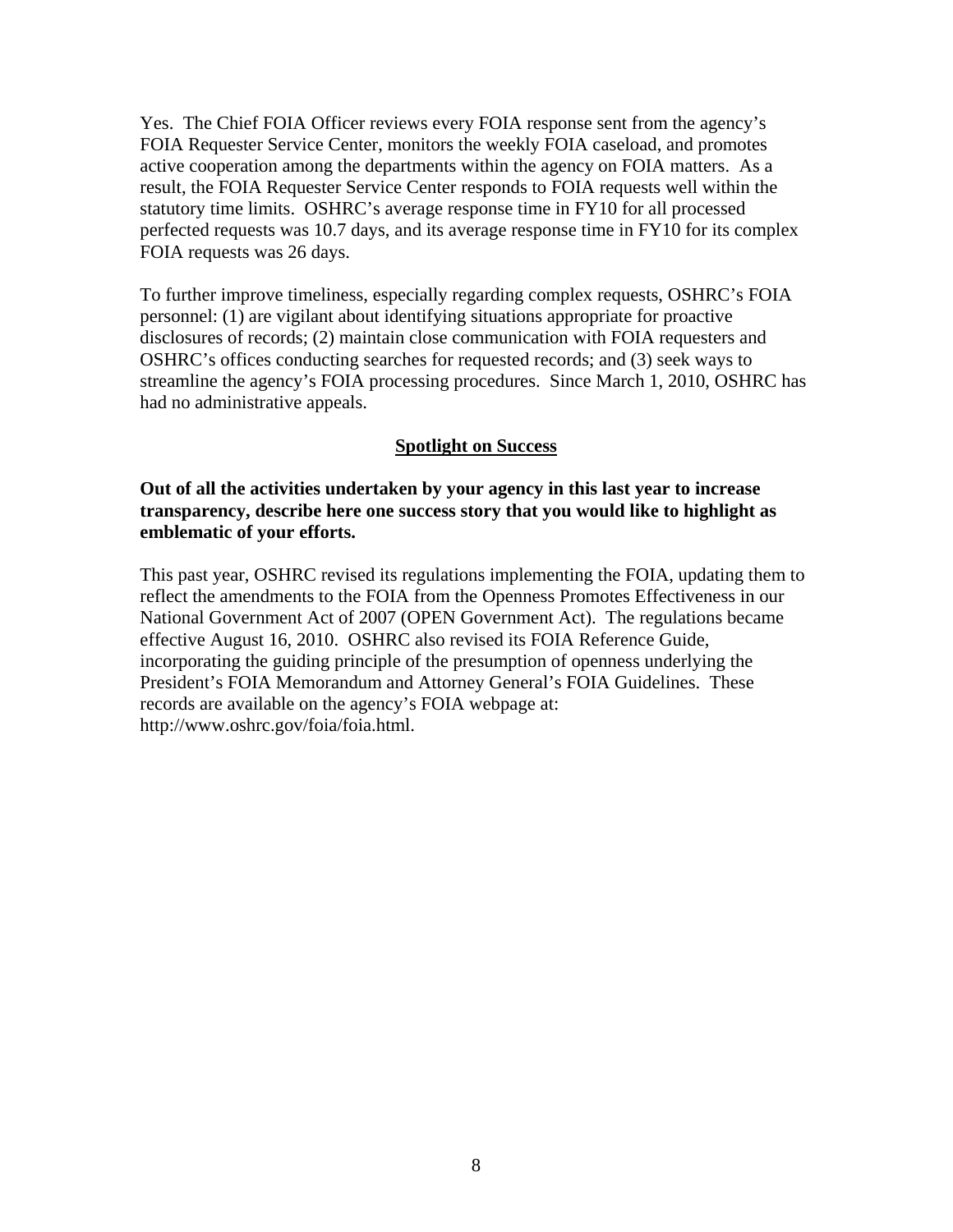Yes. The Chief FOIA Officer reviews every FOIA response sent from the agency's FOIA Requester Service Center, monitors the weekly FOIA caseload, and promotes active cooperation among the departments within the agency on FOIA matters. As a result, the FOIA Requester Service Center responds to FOIA requests well within the statutory time limits. OSHRC's average response time in FY10 for all processed perfected requests was 10.7 days, and its average response time in FY10 for its complex FOIA requests was 26 days.

To further improve timeliness, especially regarding complex requests, OSHRC's FOIA personnel: (1) are vigilant about identifying situations appropriate for proactive disclosures of records; (2) maintain close communication with FOIA requesters and OSHRC's offices conducting searches for requested records; and (3) seek ways to streamline the agency's FOIA processing procedures. Since March 1, 2010, OSHRC has had no administrative appeals.

## Spotlight on Success

**Out of all the activities undertaken by your agency in this last year to increase transparency, describe here one success story that you would like to highlight as emblematic of your efforts.**

This past year, OSHRC revised its regulations implementing the FOIA, updating them to reflect the amendments to the FOIA from the Openness Promotes Effectiveness in our National Government Act of 2007 (OPEN Government Act). The regulations became effective August 16, 2010. OSHRC also revised its FOIA Reference Guide, incorporating the guiding principle of the presumption of openness underlying the President's FOIA Memorandum and Attorney General's FOIA Guidelines. These records are available on the agency's FOIA webpage at: http://www.oshrc.gov/foia/foia.html.